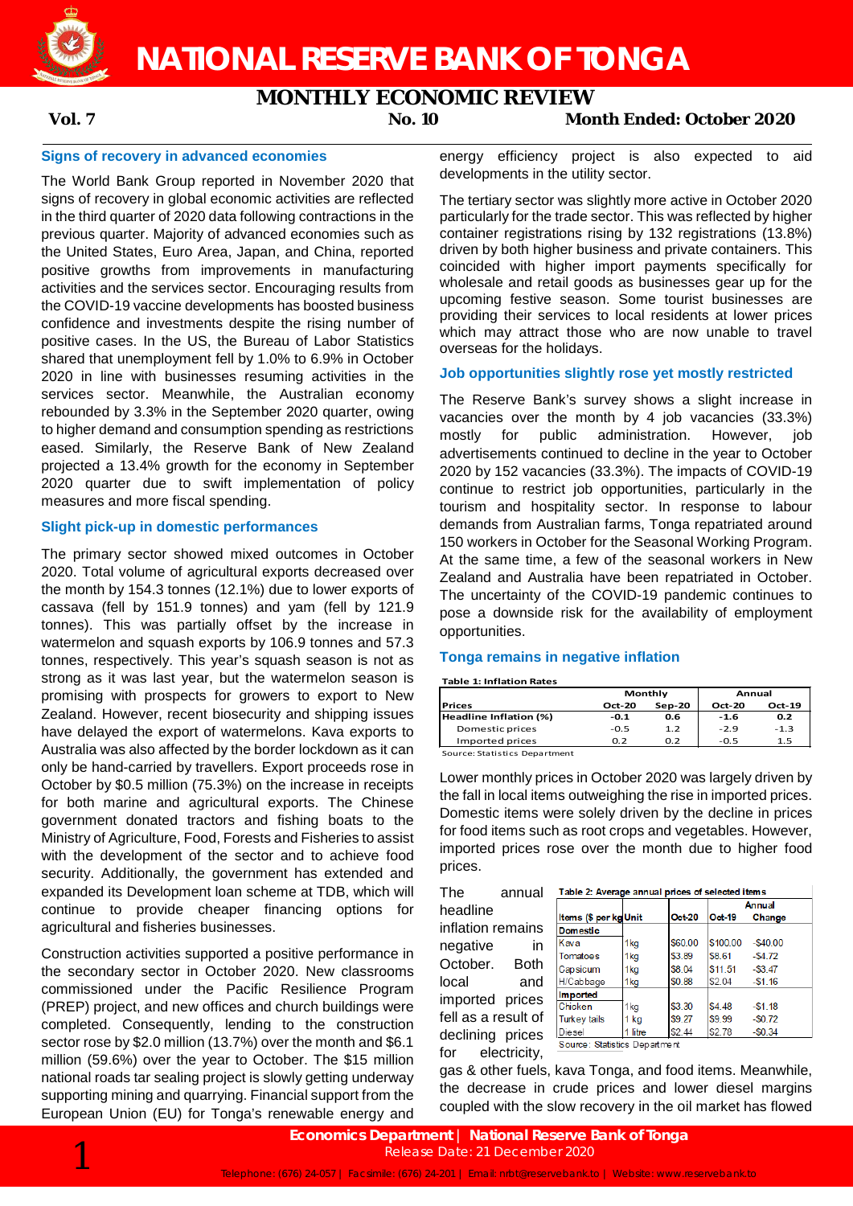# NATIONAL RESERVE BANK OF TONGA

## MONTHLY ECONOMIC REVIEW

**Vol. 7** **No. 10** **Month Ended: October 2020**

### Signs of recovery in advanced economies

The World Bank Group reported in November 2020 that signs of recovery in global economic activities are reflected in the third quarter of 2020 data following contractions in the previous quarter. Majority of advanced economies such as the United States, Euro Area, Japan, and China, reported positive growths from improvements in manufacturing activities and the services sector. Encouraging results from the COVID-19 vaccine developments has boosted business confidence and investments despite the rising number of positive cases. In the US, the Bureau of Labor Statistics shared that unemployment fell by 1.0% to 6.9% in October 2020 in line with businesses resuming activities in the services sector. Meanwhile, the Australian economy rebounded by 3.3% in the September 2020 quarter, owing to higher demand and consumption spending as restrictions eased. Similarly, the Reserve Bank of New Zealand projected a 13.4% growth for the economy in September 2020 quarter due to swift implementation of policy measures and more fiscal spending.

### Slight pick-up in domestic performances

The primary sector showed mixed outcomes in October 2020. Total volume of agricultural exports decreased over the month by 154.3 tonnes (12.1%) due to lower exports of cassava (fell by 151.9 tonnes) and yam (fell by 121.9 tonnes). This was partially offset by the increase in watermelon and squash exports by 106.9 tonnes and 57.3 tonnes, respectively. This year's squash season is not as strong as it was last year, but the watermelon season is promising with prospects for growers to export to New Zealand. However, recent biosecurity and shipping issues have delayed the export of watermelons. Kava exports to Australia was also affected by the border lockdown as it can only be hand-carried by travellers. Export proceeds rose in October by $0.5 million (75.3%) on the increase in receipts for both marine and agricultural exports. The Chinese government donated tractors and fishing boats to the Ministry of Agriculture, Food, Forests and Fisheries to assist with the development of the sector and to achieve food security. Additionally, the government has extended and expanded its Development loan scheme at TDB, which will continue to provide cheaper financing options for agricultural and fisheries businesses.

Construction activities supported a positive performance in the secondary sector in October 2020. New classrooms commissioned under the Pacific Resilience Program (PREP) project, and new offices and church buildings were completed. Consequently, lending to the construction sector rose by $2.0 million (13.7%) over the month and $6.1 million (59.6%) over the year to October. The $15 million national roads tar sealing project is slowly getting underway supporting mining and quarrying. Financial support from the European Union (EU) for Tonga's renewable energy and energy efficiency project is also expected to aid developments in the utility sector.

The tertiary sector was slightly more active in October 2020 particularly for the trade sector. This was reflected by higher container registrations rising by 132 registrations (13.8%) driven by both higher business and private containers. This coincided with higher import payments specifically for wholesale and retail goods as businesses gear up for the upcoming festive season. Some tourist businesses are providing their services to local residents at lower prices which may attract those who are now unable to travel overseas for the holidays.

### Job opportunities slightly rose yet mostly restricted

The Reserve Bank's survey shows a slight increase in vacancies over the month by 4 job vacancies (33.3%) mostly for public administration. However, job advertisements continued to decline in the year to October 2020 by 152 vacancies (33.3%). The impacts of COVID-19 continue to restrict job opportunities, particularly in the tourism and hospitality sector. In response to labour demands from Australian farms, Tonga repatriated around 150 workers in October for the Seasonal Working Program. At the same time, a few of the seasonal workers in New Zealand and Australia have been repatriated in October. The uncertainty of the COVID-19 pandemic continues to pose a downside risk for the availability of employment opportunities.

### Tonga remains in negative inflation

**Table 1: Inflation Rates**

| | Monthly | | Annual | |
|---|---|---|---|---|
| **Prices** | **Oct-20** | **Sep-20** | **Oct-20** | **Oct-19** |
| **Headline Inflation (%)** | **-0.1** | **0.6** | **-1.6** | **0.2** |
| Domestic prices | -0.5 | 1.2 | -2.9 | -1.3 |
| Imported prices | 0.2 | 0.2 | -0.5 | 1.5 |

Source: Statistics Department

Lower monthly prices in October 2020 was largely driven by the fall in local items outweighing the rise in imported prices. Domestic items were solely driven by the decline in prices for food items such as root crops and vegetables. However, imported prices rose over the month due to higher food prices.

**Table 2: Average annual prices of selected items**

| Items ($ per kg) | Unit | Oct-20 | Oct-19 | Annual Change |
|---|---|---|---|---|
| **Domestic** | | | | |
| Kava | 1kg | $60.00 | $100.00 | -$40.00 |
| Tomatoes | 1kg | $3.89 | $8.61 | -$4.72 |
| Capsicum | 1kg | $8.04 | $11.51 | -$3.47 |
| H/Cabbage | 1kg | $0.88 | $2.04 | -$1.16 |
| **Imported** | | | | |
| Chicken | 1kg | $3.30 | $4.48 | -$1.18 |
| Turkey tails | 1 kg | $9.27 | $9.99 | -$0.72 |
| Diesel | 1 litre | $2.44 | $2.78 | -$0.34 |

Source: Statistics Department

The annual headline inflation remains negative in October. Both local and imported prices fell as a result of declining prices for electricity, gas & other fuels, kava Tonga, and food items. Meanwhile, the decrease in crude prices and lower diesel margins coupled with the slow recovery in the oil market has flowed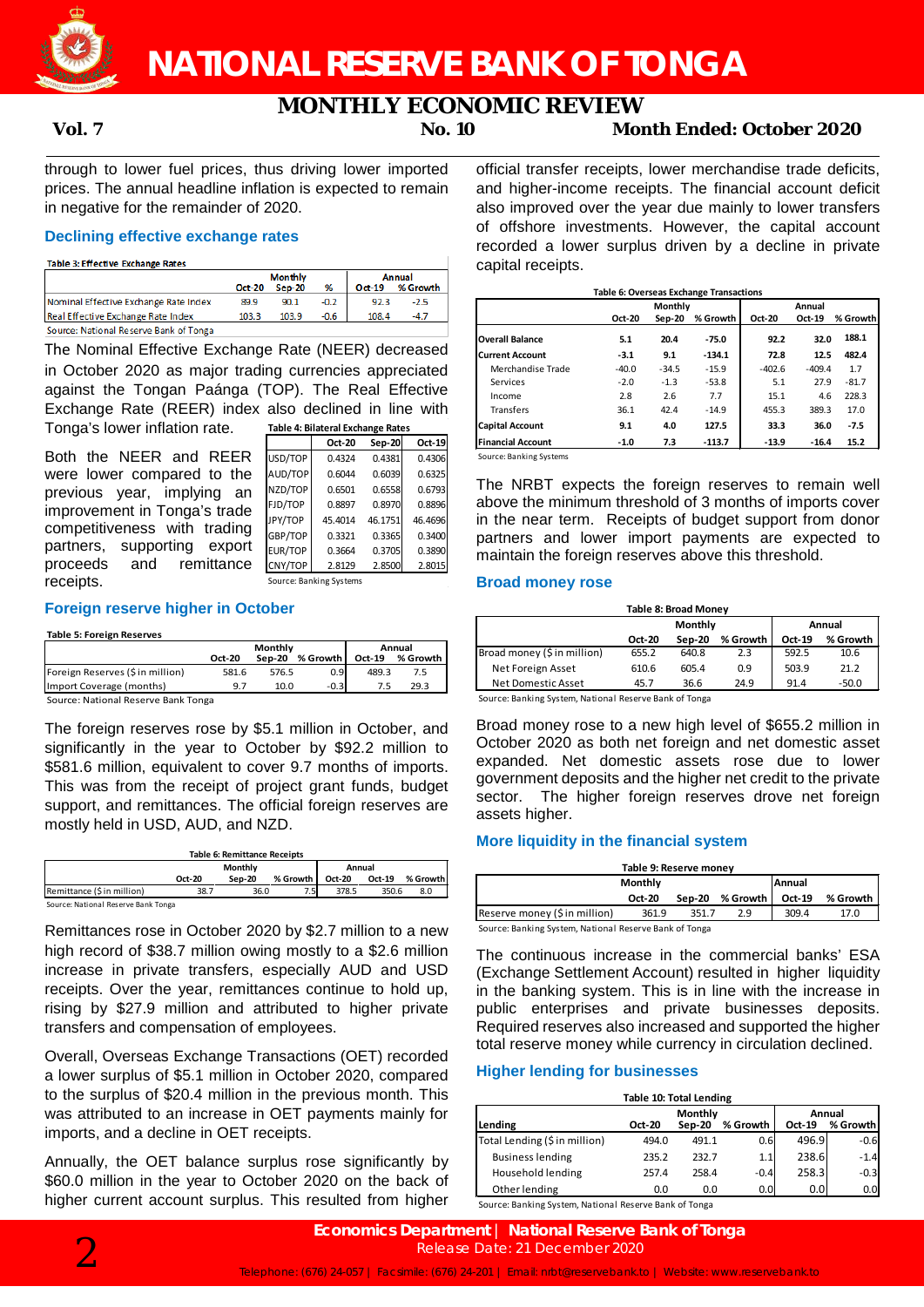through to lower fuel prices, thus driving lower imported prices. The annual headline inflation is expected to remain in negative for the remainder of 2020.

### Declining effective exchange rates

**Table 3: Effective Exchange Rates**

| | Monthly | | | Annual | |
|---|---|---|---|---|---|
| | Oct-20 | Sep-20 | % | Oct-19 | % Growth |
| Nominal Effective Exchange Rate Index | 89.9 | 90.1 | -0.2 | 92.3 | -2.5 |
| Real Effective Exchange Rate Index | 103.3 | 103.9 | -0.6 | 108.4 | -4.7 |

Source: National Reserve Bank of Tonga

The Nominal Effective Exchange Rate (NEER) decreased in October 2020 as major trading currencies appreciated against the Tongan Paánga (TOP). The Real Effective Exchange Rate (REER) index also declined in line with Tonga's lower inflation rate.

**Table 4: Bilateral Exchange Rates**

| | Oct-20 | Sep-20 | Oct-19 |
|---|---|---|---|
| USD/TOP | 0.4324 | 0.4381 | 0.4306 |
| AUD/TOP | 0.6044 | 0.6039 | 0.6325 |
| NZD/TOP | 0.6501 | 0.6558 | 0.6793 |
| FJD/TOP | 0.8897 | 0.8970 | 0.8896 |
| JPY/TOP | 45.4014 | 46.1751 | 46.4696 |
| GBP/TOP | 0.3321 | 0.3365 | 0.3400 |
| EUR/TOP | 0.3664 | 0.3705 | 0.3890 |
| CNY/TOP | 2.8129 | 2.8500 | 2.8015 |

Source: Banking Systems

Both the NEER and REER were lower compared to the previous year, implying an improvement in Tonga's trade competitiveness with trading partners, supporting export proceeds and remittance receipts.

### Foreign reserve higher in October

**Table 5: Foreign Reserves**

| | Monthly | | | Annual | |
|---|---|---|---|---|---|
| | Oct-20 | Sep-20 | % Growth | Oct-19 | % Growth |
| Foreign Reserves ($ in million) | 581.6 | 576.5 | 0.9 | 489.3 | 7.5 |
| Import Coverage (months) | 9.7 | 10.0 | -0.3 | 7.5 | 29.3 |

Source: National Reserve Bank Tonga

The foreign reserves rose by $5.1 million in October, and significantly in the year to October by $92.2 million to $581.6 million, equivalent to cover 9.7 months of imports. This was from the receipt of project grant funds, budget support, and remittances. The official foreign reserves are mostly held in USD, AUD, and NZD.

**Table 6: Remittance Receipts**

| | Monthly | | | Annual | | |
|---|---|---|---|---|---|---|
| | Oct-20 | Sep-20 | % Growth | Oct-20 | Oct-19 | % Growth |
| Remittance ($ in million) | 38.7 | 36.0 | 7.5 | 378.5 | 350.6 | 8.0 |

Source: National Reserve Bank Tonga

Remittances rose in October 2020 by $2.7 million to a new high record of $38.7 million owing mostly to a $2.6 million increase in private transfers, especially AUD and USD receipts. Over the year, remittances continue to hold up, rising by $27.9 million and attributed to higher private transfers and compensation of employees.

Overall, Overseas Exchange Transactions (OET) recorded a lower surplus of $5.1 million in October 2020, compared to the surplus of $20.4 million in the previous month. This was attributed to an increase in OET payments mainly for imports, and a decline in OET receipts.

Annually, the OET balance surplus rose significantly by $60.0 million in the year to October 2020 on the back of higher current account surplus. This resulted from higher official transfer receipts, lower merchandise trade deficits, and higher-income receipts. The financial account deficit also improved over the year due mainly to lower transfers of offshore investments. However, the capital account recorded a lower surplus driven by a decline in private capital receipts.

**Table 6: Overseas Exchange Transactions**

| | Monthly | | | Annual | | |
|---|---|---|---|---|---|---|
| | Oct-20 | Sep-20 | % Growth | Oct-20 | Oct-19 | % Growth |
| **Overall Balance** | **5.1** | **20.4** | **-75.0** | **92.2** | **32.0** | **188.1** |
| **Current Account** | **-3.1** | **9.1** | **-134.1** | **72.8** | **12.5** | **482.4** |
| Merchandise Trade | -40.0 | -34.5 | -15.9 | -402.6 | -409.4 | 1.7 |
| Services | -2.0 | -1.3 | -53.8 | 5.1 | 27.9 | -81.7 |
| Income | 2.8 | 2.6 | 7.7 | 15.1 | 4.6 | 228.3 |
| Transfers | 36.1 | 42.4 | -14.9 | 455.3 | 389.3 | 17.0 |
| **Capital Account** | **9.1** | **4.0** | **127.5** | **33.3** | **36.0** | **-7.5** |
| **Financial Account** | **-1.0** | **7.3** | **-113.7** | **-13.9** | **-16.4** | **15.2** |

Source: Banking Systems

The NRBT expects the foreign reserves to remain well above the minimum threshold of 3 months of imports cover in the near term. Receipts of budget support from donor partners and lower import payments are expected to maintain the foreign reserves above this threshold.

### Broad money rose

**Table 8: Broad Money**

| | Monthly | | | Annual | |
|---|---|---|---|---|---|
| | Oct-20 | Sep-20 | % Growth | Oct-19 | % Growth |
| Broad money ($ in million) | 655.2 | 640.8 | 2.3 | 592.5 | 10.6 |
| Net Foreign Asset | 610.6 | 605.4 | 0.9 | 503.9 | 21.2 |
| Net Domestic Asset | 45.7 | 36.6 | 24.9 | 91.4 | -50.0 |

Source: Banking System, National Reserve Bank of Tonga

Broad money rose to a new high level of $655.2 million in October 2020 as both net foreign and net domestic asset expanded. Net domestic assets rose due to lower government deposits and the higher net credit to the private sector. The higher foreign reserves drove net foreign assets higher.

### More liquidity in the financial system

**Table 9: Reserve money**

| | Monthly | | | Annual | |
|---|---|---|---|---|---|
| | Oct-20 | Sep-20 | % Growth | Oct-19 | % Growth |
| Reserve money ($ in million) | 361.9 | 351.7 | 2.9 | 309.4 | 17.0 |

Source: Banking System, National Reserve Bank of Tonga

The continuous increase in the commercial banks' ESA (Exchange Settlement Account) resulted in higher liquidity in the banking system. This is in line with the increase in public enterprises and private businesses deposits. Required reserves also increased and supported the higher total reserve money while currency in circulation declined.

### Higher lending for businesses

**Table 10: Total Lending**

| Lending | Monthly | | | Annual | |
|---|---|---|---|---|---|
| | Oct-20 | Sep-20 | % Growth | Oct-19 | % Growth |
| Total Lending ($ in million) | 494.0 | 491.1 | 0.6 | 496.9 | -0.6 |
| Business lending | 235.2 | 232.7 | 1.1 | 238.6 | -1.4 |
| Household lending | 257.4 | 258.4 | -0.4 | 258.3 | -0.3 |
| Other lending | 0.0 | 0.0 | 0.0 | 0.0 | 0.0 |

Source: Banking System, National Reserve Bank of Tonga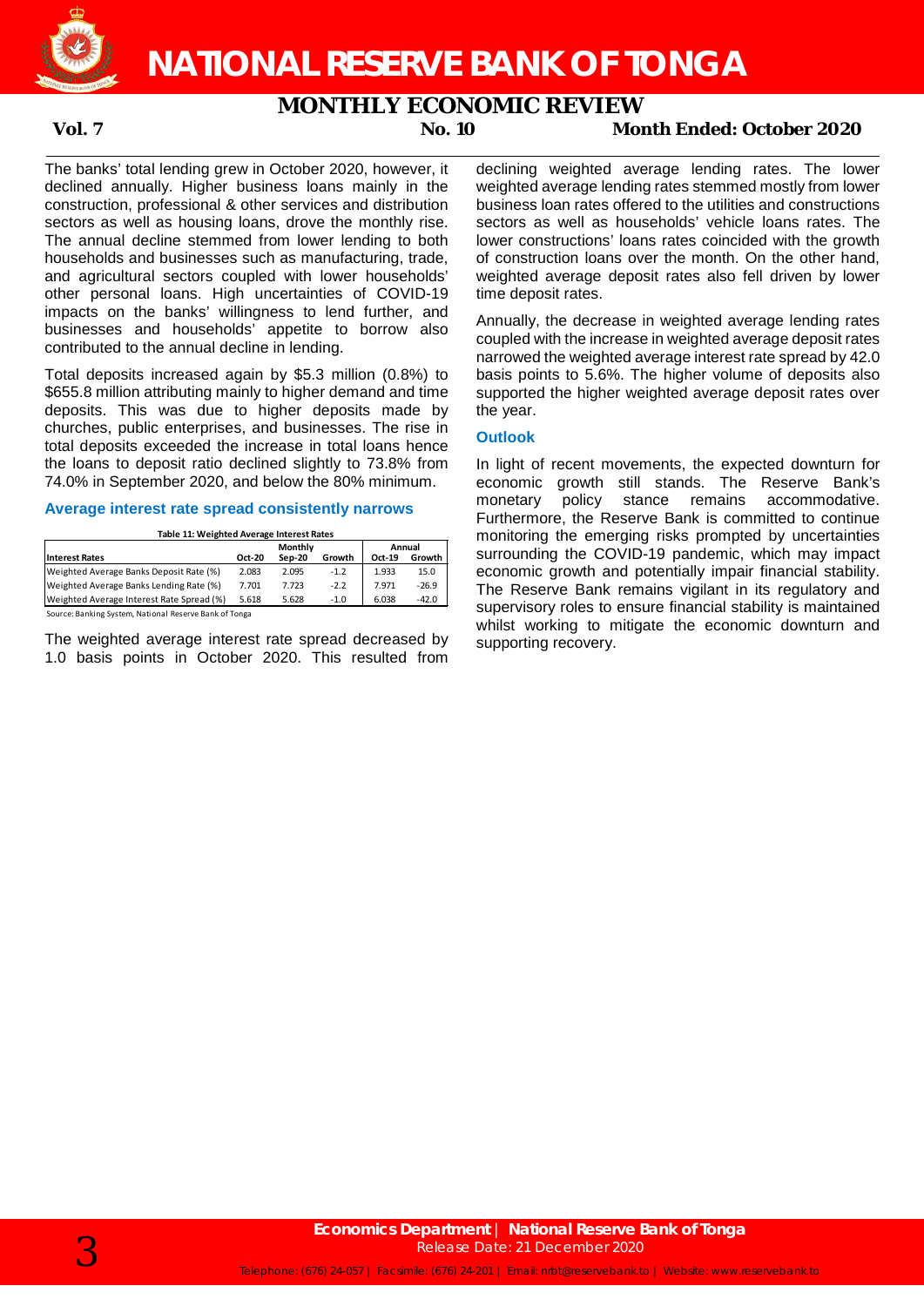The banks' total lending grew in October 2020, however, it declined annually. Higher business loans mainly in the construction, professional & other services and distribution sectors as well as housing loans, drove the monthly rise. The annual decline stemmed from lower lending to both households and businesses such as manufacturing, trade, and agricultural sectors coupled with lower households' other personal loans. High uncertainties of COVID-19 impacts on the banks' willingness to lend further, and businesses and households' appetite to borrow also contributed to the annual decline in lending.

Total deposits increased again by $5.3 million (0.8%) to $655.8 million attributing mainly to higher demand and time deposits. This was due to higher deposits made by churches, public enterprises, and businesses. The rise in total deposits exceeded the increase in total loans hence the loans to deposit ratio declined slightly to 73.8% from 74.0% in September 2020, and below the 80% minimum.

### Average interest rate spread consistently narrows

**Table 11: Weighted Average Interest Rates**

| Interest Rates | Monthly | | | Annual | |
|---|---|---|---|---|---|
| | Oct-20 | Sep-20 | Growth | Oct-19 | Growth |
| Weighted Average Banks Deposit Rate (%) | 2.083 | 2.095 | -1.2 | 1.933 | 15.0 |
| Weighted Average Banks Lending Rate (%) | 7.701 | 7.723 | -2.2 | 7.971 | -26.9 |
| Weighted Average Interest Rate Spread (%) | 5.618 | 5.628 | -1.0 | 6.038 | -42.0 |

Source: Banking System, National Reserve Bank of Tonga

The weighted average interest rate spread decreased by 1.0 basis points in October 2020. This resulted from declining weighted average lending rates. The lower weighted average lending rates stemmed mostly from lower business loan rates offered to the utilities and constructions sectors as well as households' vehicle loans rates. The lower constructions' loans rates coincided with the growth of construction loans over the month. On the other hand, weighted average deposit rates also fell driven by lower time deposit rates.

Annually, the decrease in weighted average lending rates coupled with the increase in weighted average deposit rates narrowed the weighted average interest rate spread by 42.0 basis points to 5.6%. The higher volume of deposits also supported the higher weighted average deposit rates over the year.

### Outlook

In light of recent movements, the expected downturn for economic growth still stands. The Reserve Bank's monetary policy stance remains accommodative. Furthermore, the Reserve Bank is committed to continue monitoring the emerging risks prompted by uncertainties surrounding the COVID-19 pandemic, which may impact economic growth and potentially impair financial stability. The Reserve Bank remains vigilant in its regulatory and supervisory roles to ensure financial stability is maintained whilst working to mitigate the economic downturn and supporting recovery.

**Economics Department | National Reserve Bank of Tonga**
Release Date: 21 December 2020

Telephone: (676) 24-057 | Facsimile: (676) 24-201 | Email: nrbt@reservebank.to | Website: www.reservebank.to